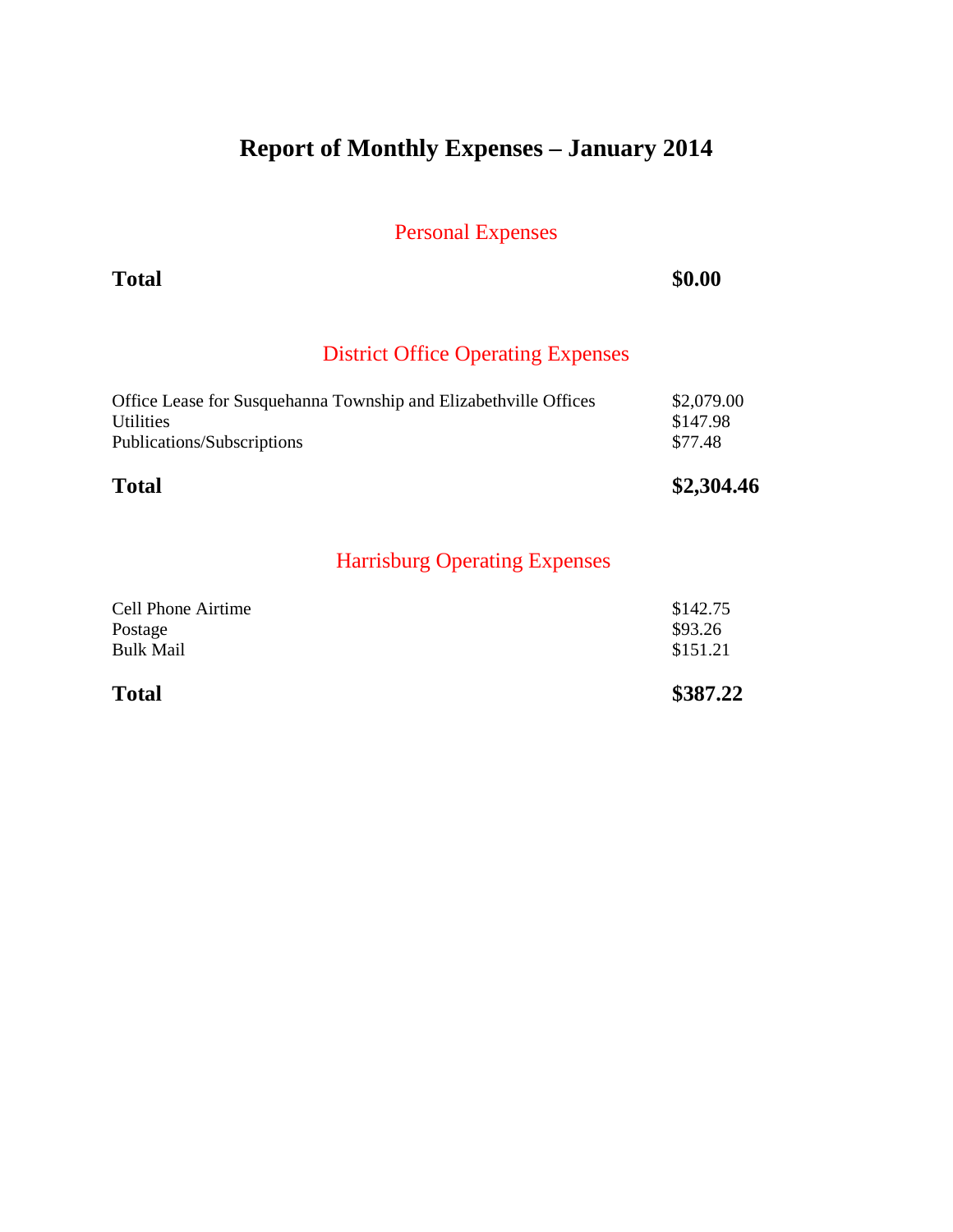# Report of Monthly Expenses – January 2014

## Personal Expenses

| | |
|---|---|
| **Total** | **$0.00** |

## District Office Operating Expenses

| | |
|---|---|
| Office Lease for Susquehanna Township and Elizabethville Offices | $2,079.00 |
| Utilities | $147.98 |
| Publications/Subscriptions | $77.48 |
| **Total** | **$2,304.46** |

## Harrisburg Operating Expenses

| | |
|---|---|
| Cell Phone Airtime | $142.75 |
| Postage | $93.26 |
| Bulk Mail | $151.21 |
| **Total** | **$387.22** |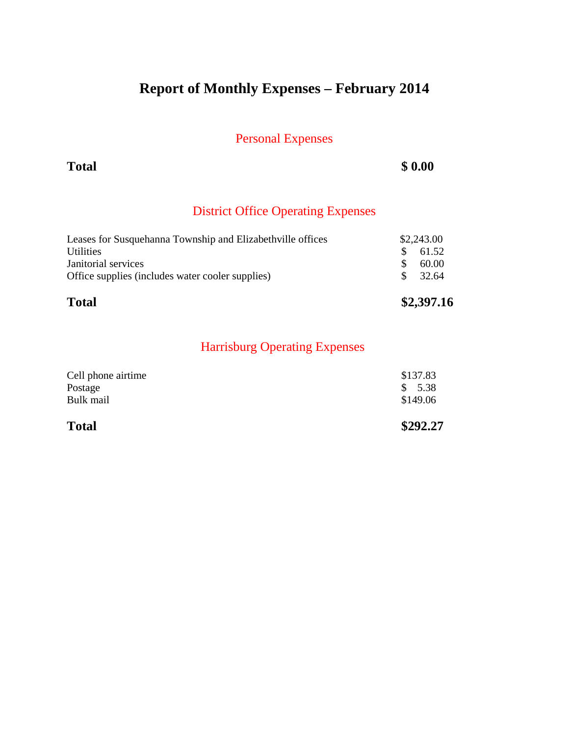# Report of Monthly Expenses – February 2014

## Personal Expenses

| | |
|---|---|
| **Total** | **$ 0.00** |

## District Office Operating Expenses

| | |
|---|---|
| Leases for Susquehanna Township and Elizabethville offices | $2,243.00 |
| Utilities | $ 61.52 |
| Janitorial services | $ 60.00 |
| Office supplies (includes water cooler supplies) | $ 32.64 |
| **Total** | **$2,397.16** |

## Harrisburg Operating Expenses

| | |
|---|---|
| Cell phone airtime | $137.83 |
| Postage | $ 5.38 |
| Bulk mail | $149.06 |
| **Total** | **$292.27** |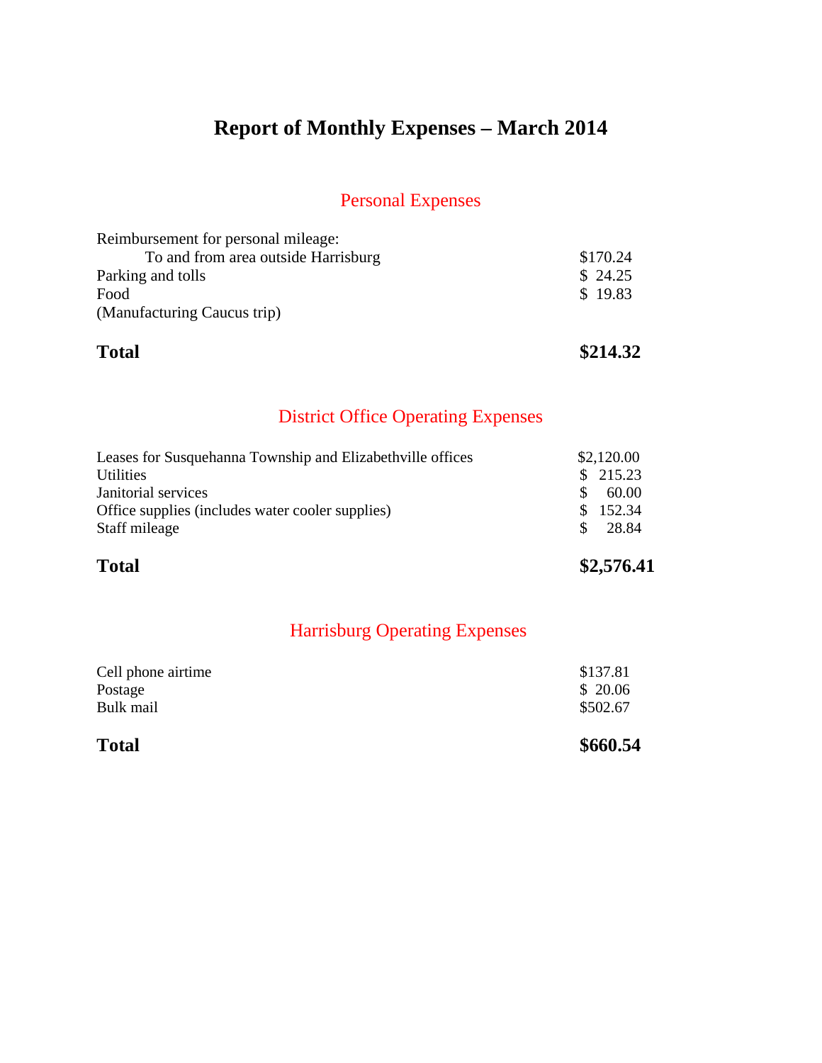# Report of Monthly Expenses – March 2014

## Personal Expenses

| | |
|---|---|
| Reimbursement for personal mileage: | |
| To and from area outside Harrisburg | $170.24 |
| Parking and tolls | $ 24.25 |
| Food | $ 19.83 |
| (Manufacturing Caucus trip) | |
| **Total** | **$214.32** |

## District Office Operating Expenses

| | |
|---|---|
| Leases for Susquehanna Township and Elizabethville offices | $2,120.00 |
| Utilities | $ 215.23 |
| Janitorial services | $ 60.00 |
| Office supplies (includes water cooler supplies) | $ 152.34 |
| Staff mileage | $ 28.84 |
| **Total** | **$2,576.41** |

## Harrisburg Operating Expenses

| | |
|---|---|
| Cell phone airtime | $137.81 |
| Postage | $ 20.06 |
| Bulk mail | $502.67 |
| **Total** | **$660.54** |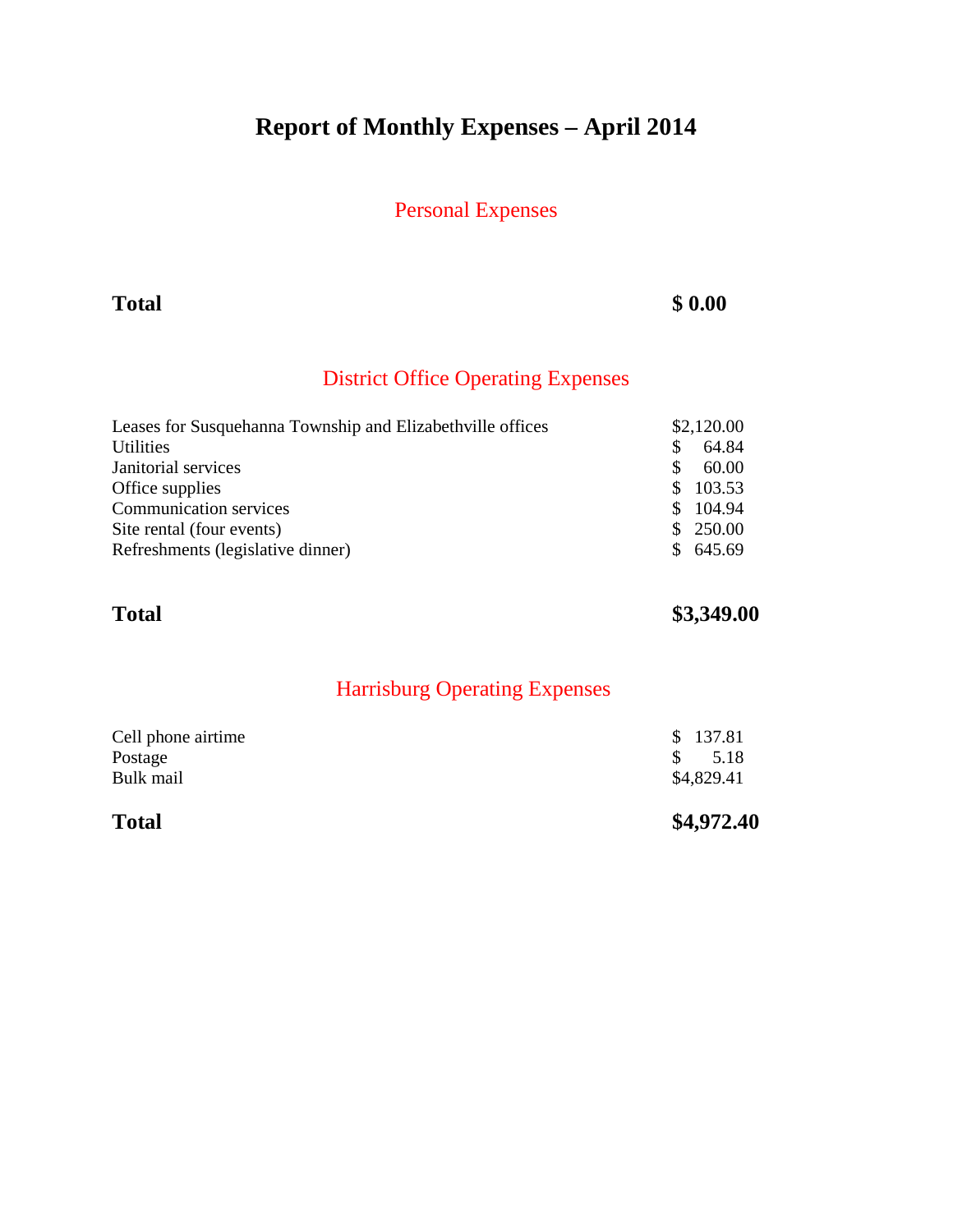# Report of Monthly Expenses – April 2014

## Personal Expenses

| | |
|---|---|
| **Total** | **$ 0.00** |

## District Office Operating Expenses

| | |
|---|---|
| Leases for Susquehanna Township and Elizabethville offices | $2,120.00 |
| Utilities | $ 64.84 |
| Janitorial services | $ 60.00 |
| Office supplies | $ 103.53 |
| Communication services | $ 104.94 |
| Site rental (four events) | $ 250.00 |
| Refreshments (legislative dinner) | $ 645.69 |
| **Total** | **$3,349.00** |

## Harrisburg Operating Expenses

| | |
|---|---|
| Cell phone airtime | $ 137.81 |
| Postage | $ 5.18 |
| Bulk mail | $4,829.41 |
| **Total** | **$4,972.40** |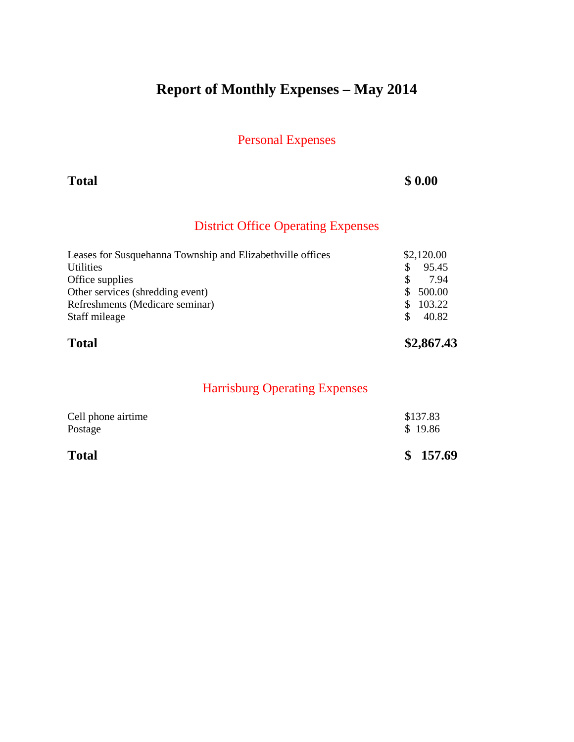# Report of Monthly Expenses – May 2014

## Personal Expenses

| | |
|---|---|
| **Total** | **$ 0.00** |

## District Office Operating Expenses

| | |
|---|---|
| Leases for Susquehanna Township and Elizabethville offices | $2,120.00 |
| Utilities | $ 95.45 |
| Office supplies | $ 7.94 |
| Other services (shredding event) | $ 500.00 |
| Refreshments (Medicare seminar) | $ 103.22 |
| Staff mileage | $ 40.82 |
| **Total** | **$2,867.43** |

## Harrisburg Operating Expenses

| | |
|---|---|
| Cell phone airtime | $137.83 |
| Postage | $ 19.86 |
| **Total** | **$ 157.69** |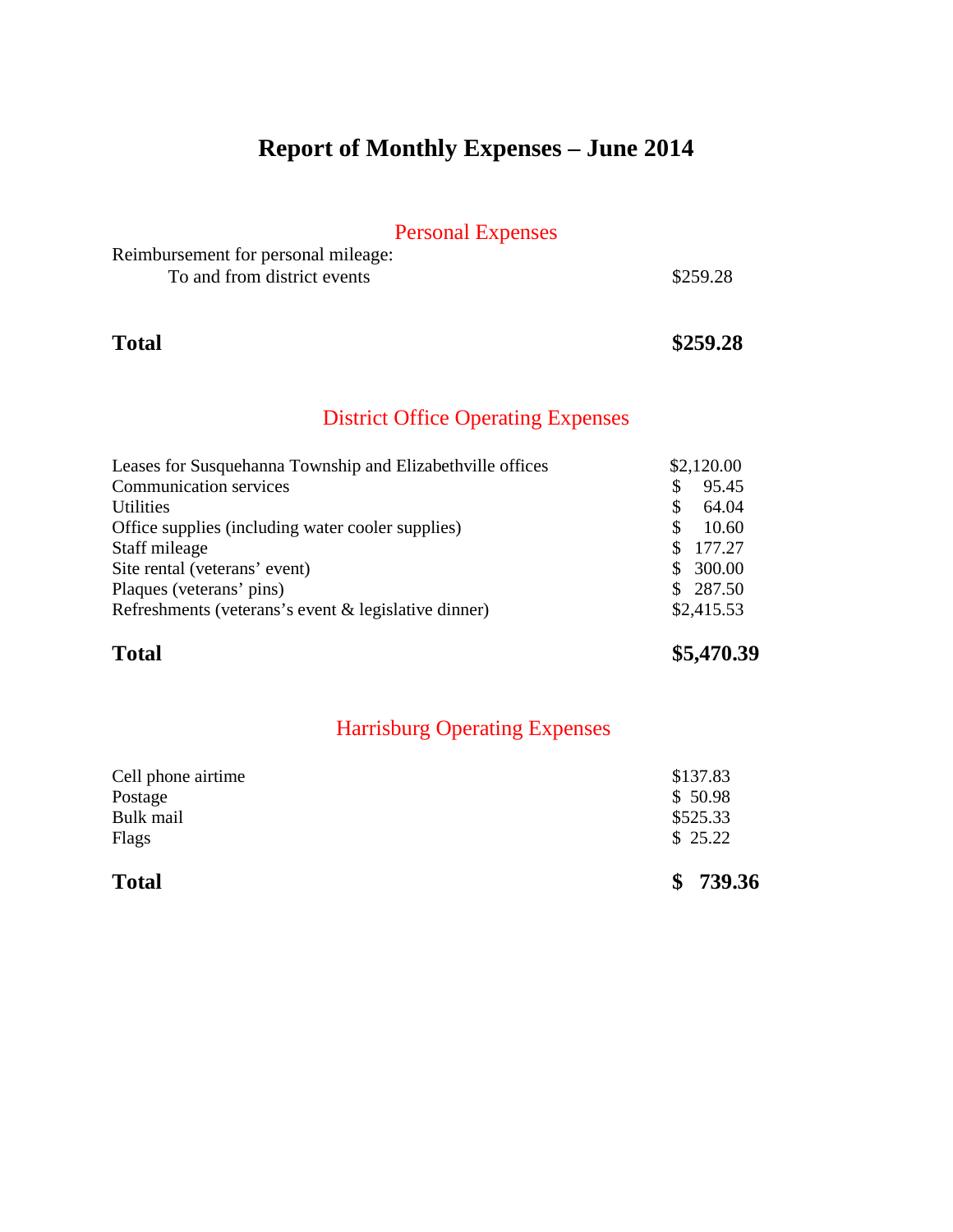# Report of Monthly Expenses – June 2014

## Personal Expenses

| | |
|---|---|
| Reimbursement for personal mileage: | |
| To and from district events | $259.28 |
| **Total** | **$259.28** |

## District Office Operating Expenses

| | |
|---|---|
| Leases for Susquehanna Township and Elizabethville offices | $2,120.00 |
| Communication services | $ 95.45 |
| Utilities | $ 64.04 |
| Office supplies (including water cooler supplies) | $ 10.60 |
| Staff mileage | $ 177.27 |
| Site rental (veterans' event) | $ 300.00 |
| Plaques (veterans' pins) | $ 287.50 |
| Refreshments (veterans's event & legislative dinner) | $2,415.53 |
| **Total** | **$5,470.39** |

## Harrisburg Operating Expenses

| | |
|---|---|
| Cell phone airtime | $137.83 |
| Postage | $ 50.98 |
| Bulk mail | $525.33 |
| Flags | $ 25.22 |
| **Total** | **$ 739.36** |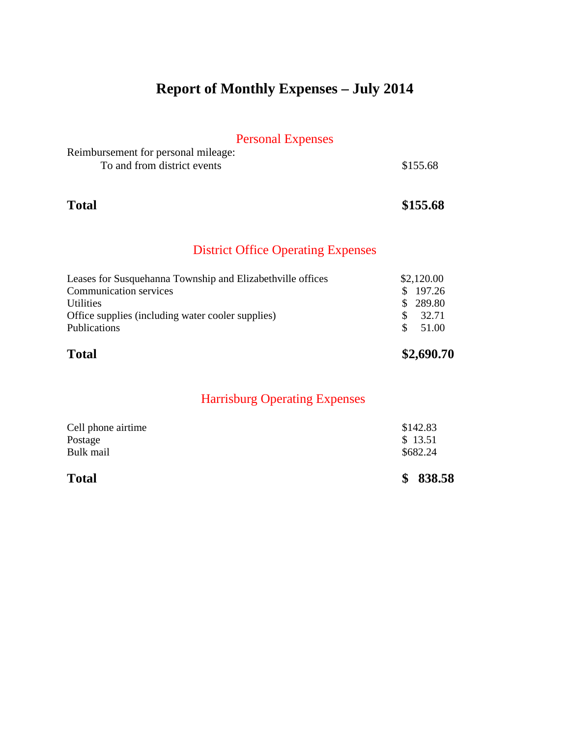# Report of Monthly Expenses – July 2014

## Personal Expenses

| | |
|---|---|
| Reimbursement for personal mileage: | |
| To and from district events | $155.68 |
| **Total** | **$155.68** |

## District Office Operating Expenses

| | |
|---|---|
| Leases for Susquehanna Township and Elizabethville offices | $2,120.00 |
| Communication services | $ 197.26 |
| Utilities | $ 289.80 |
| Office supplies (including water cooler supplies) | $ 32.71 |
| Publications | $ 51.00 |
| **Total** | **$2,690.70** |

## Harrisburg Operating Expenses

| | |
|---|---|
| Cell phone airtime | $142.83 |
| Postage | $ 13.51 |
| Bulk mail | $682.24 |
| **Total** | **$ 838.58** |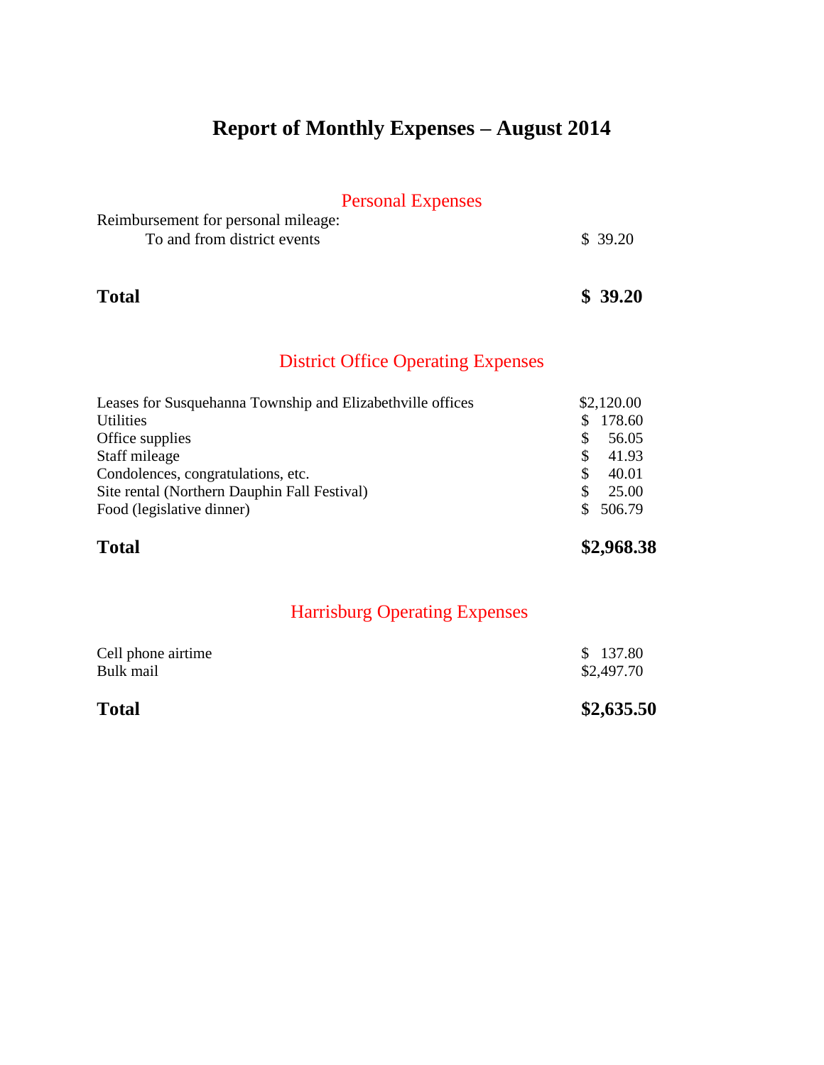# Report of Monthly Expenses – August 2014

## Personal Expenses

| Item | Amount |
|---|---|
| Reimbursement for personal mileage: | |
| To and from district events | $ 39.20 |
| **Total** | **$ 39.20** |

## District Office Operating Expenses

| Item | Amount |
|---|---|
| Leases for Susquehanna Township and Elizabethville offices | $2,120.00 |
| Utilities | $ 178.60 |
| Office supplies | $ 56.05 |
| Staff mileage | $ 41.93 |
| Condolences, congratulations, etc. | $ 40.01 |
| Site rental (Northern Dauphin Fall Festival) | $ 25.00 |
| Food (legislative dinner) | $ 506.79 |
| **Total** | **$2,968.38** |

## Harrisburg Operating Expenses

| Item | Amount |
|---|---|
| Cell phone airtime | $ 137.80 |
| Bulk mail | $2,497.70 |
| **Total** | **$2,635.50** |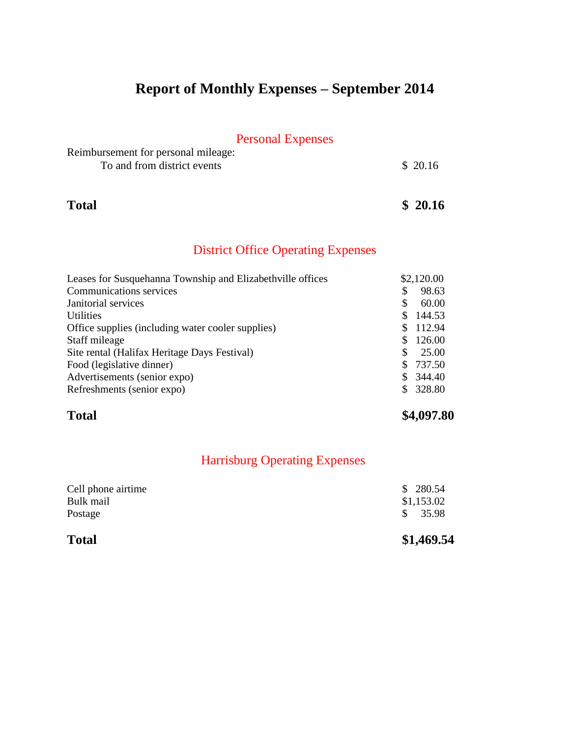# Report of Monthly Expenses – September 2014

## Personal Expenses

Reimbursement for personal mileage:

| | |
|---|---|
| To and from district events | $ 20.16 |
| **Total** | **$ 20.16** |

## District Office Operating Expenses

| | |
|---|---|
| Leases for Susquehanna Township and Elizabethville offices | $2,120.00 |
| Communications services | $ 98.63 |
| Janitorial services | $ 60.00 |
| Utilities | $ 144.53 |
| Office supplies (including water cooler supplies) | $ 112.94 |
| Staff mileage | $ 126.00 |
| Site rental (Halifax Heritage Days Festival) | $ 25.00 |
| Food (legislative dinner) | $ 737.50 |
| Advertisements (senior expo) | $ 344.40 |
| Refreshments (senior expo) | $ 328.80 |
| **Total** | **$4,097.80** |

## Harrisburg Operating Expenses

| | |
|---|---|
| Cell phone airtime | $ 280.54 |
| Bulk mail | $1,153.02 |
| Postage | $ 35.98 |
| **Total** | **$1,469.54** |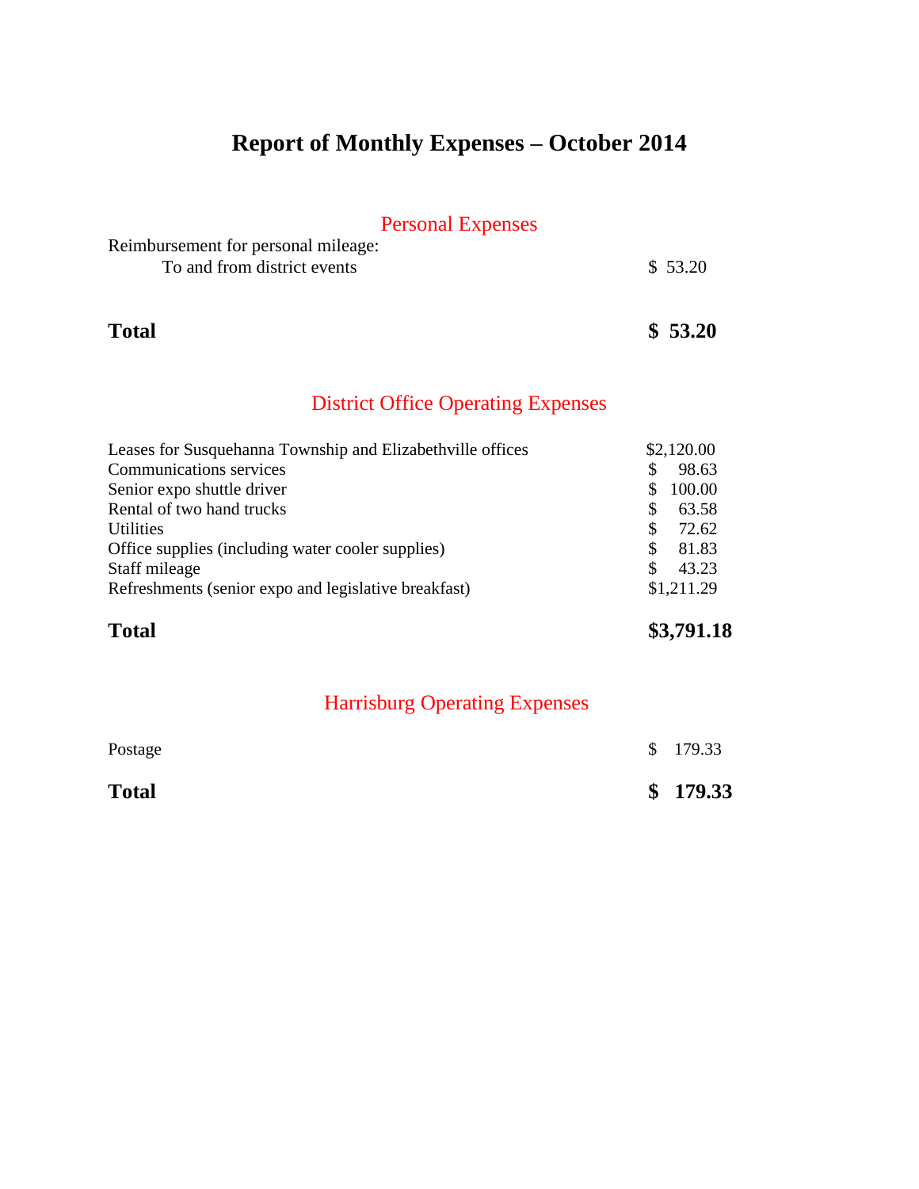# Report of Monthly Expenses – October 2014

## Personal Expenses

| | |
|---|---|
| Reimbursement for personal mileage: | |
| To and from district events | $ 53.20 |
| **Total** | **$ 53.20** |

## District Office Operating Expenses

| | |
|---|---|
| Leases for Susquehanna Township and Elizabethville offices | $2,120.00 |
| Communications services | $ 98.63 |
| Senior expo shuttle driver | $ 100.00 |
| Rental of two hand trucks | $ 63.58 |
| Utilities | $ 72.62 |
| Office supplies (including water cooler supplies) | $ 81.83 |
| Staff mileage | $ 43.23 |
| Refreshments (senior expo and legislative breakfast) | $1,211.29 |
| **Total** | **$3,791.18** |

## Harrisburg Operating Expenses

| | |
|---|---|
| Postage | $ 179.33 |
| **Total** | **$ 179.33** |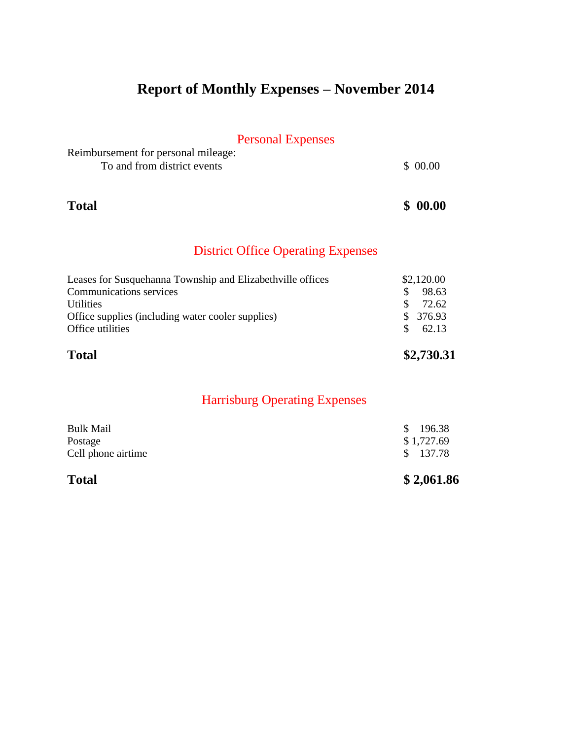# Report of Monthly Expenses – November 2014

## Personal Expenses

| | |
|---|---|
| Reimbursement for personal mileage: | |
| To and from district events | $ 00.00 |
| **Total** | **$ 00.00** |

## District Office Operating Expenses

| | |
|---|---|
| Leases for Susquehanna Township and Elizabethville offices | $2,120.00 |
| Communications services | $ 98.63 |
| Utilities | $ 72.62 |
| Office supplies (including water cooler supplies) | $ 376.93 |
| Office utilities | $ 62.13 |
| **Total** | **$2,730.31** |

## Harrisburg Operating Expenses

| | |
|---|---|
| Bulk Mail | $ 196.38 |
| Postage | $ 1,727.69 |
| Cell phone airtime | $ 137.78 |
| **Total** | **$ 2,061.86** |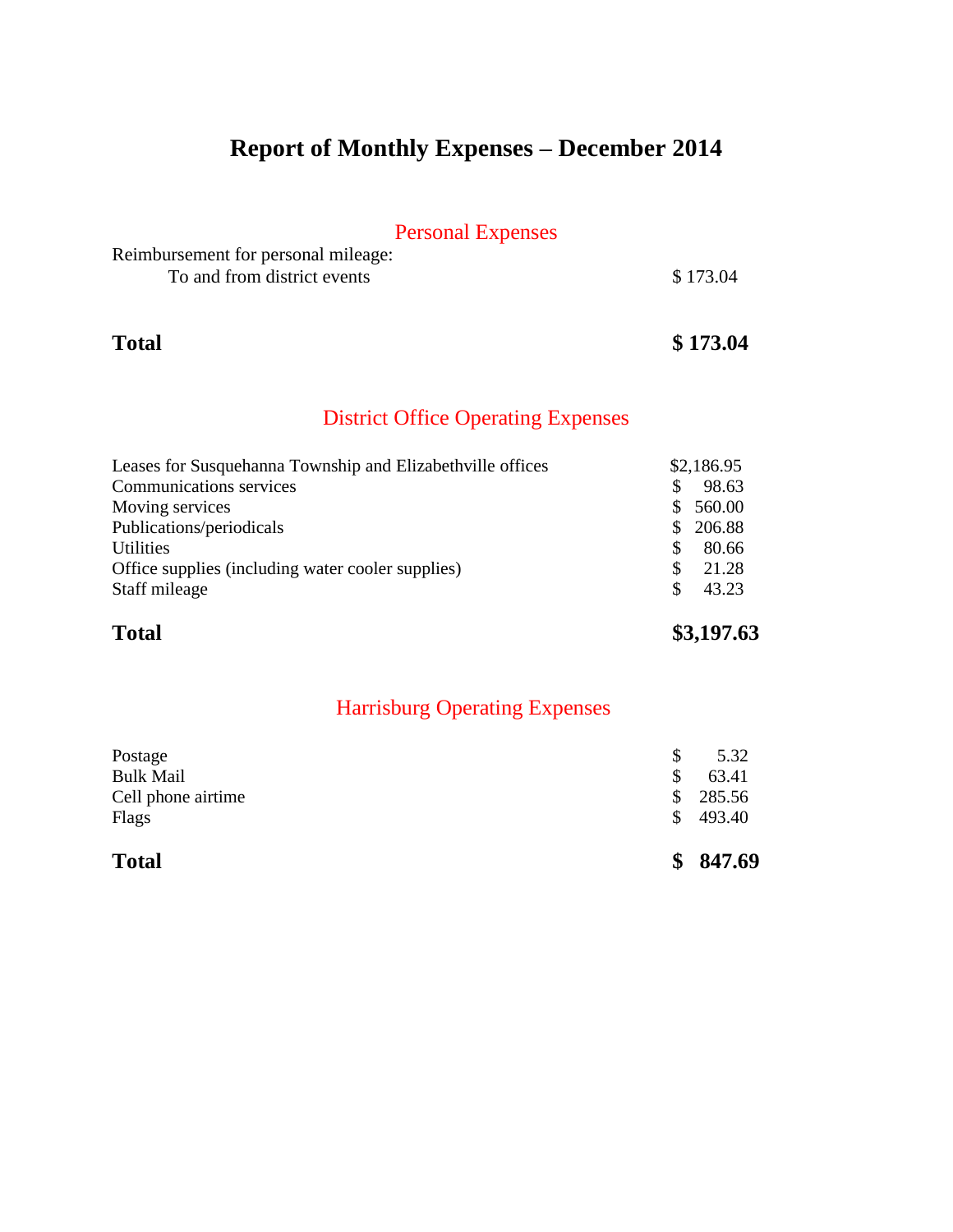# Report of Monthly Expenses – December 2014

## Personal Expenses

| | |
|---|---|
| Reimbursement for personal mileage: | |
| To and from district events | $ 173.04 |
| **Total** | **$ 173.04** |

## District Office Operating Expenses

| | |
|---|---|
| Leases for Susquehanna Township and Elizabethville offices | $2,186.95 |
| Communications services | $ 98.63 |
| Moving services | $ 560.00 |
| Publications/periodicals | $ 206.88 |
| Utilities | $ 80.66 |
| Office supplies (including water cooler supplies) | $ 21.28 |
| Staff mileage | $ 43.23 |
| **Total** | **$3,197.63** |

## Harrisburg Operating Expenses

| | |
|---|---|
| Postage | $ 5.32 |
| Bulk Mail | $ 63.41 |
| Cell phone airtime | $ 285.56 |
| Flags | $ 493.40 |
| **Total** | **$ 847.69** |